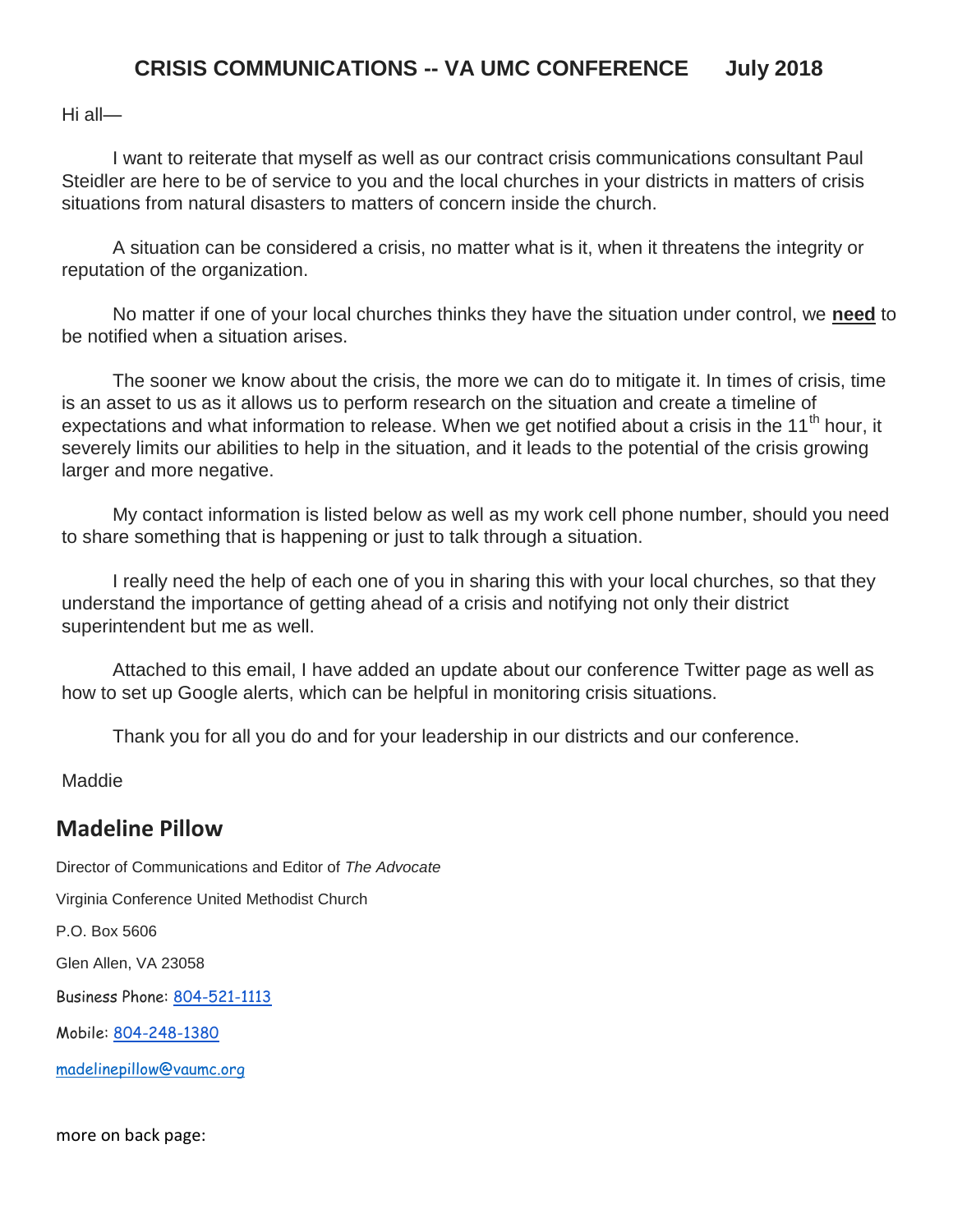# CRISIS COMMUNICATIONS -- VA UMC CONFERENCE July 2018

Hi all—

I want to reiterate that myself as well as our contract crisis communications consultant Paul Steidler are here to be of service to you and the local churches in your districts in matters of crisis situations from natural disasters to matters of concern inside the church.

A situation can be considered a crisis, no matter what is it, when it threatens the integrity or reputation of the organization.

No matter if one of your local churches thinks they have the situation under control, we **need** to be notified when a situation arises.

The sooner we know about the crisis, the more we can do to mitigate it. In times of crisis, time is an asset to us as it allows us to perform research on the situation and create a timeline of expectations and what information to release. When we get notified about a crisis in the 11th hour, it severely limits our abilities to help in the situation, and it leads to the potential of the crisis growing larger and more negative.

My contact information is listed below as well as my work cell phone number, should you need to share something that is happening or just to talk through a situation.

I really need the help of each one of you in sharing this with your local churches, so that they understand the importance of getting ahead of a crisis and notifying not only their district superintendent but me as well.

Attached to this email, I have added an update about our conference Twitter page as well as how to set up Google alerts, which can be helpful in monitoring crisis situations.

Thank you for all you do and for your leadership in our districts and our conference.

Maddie

## Madeline Pillow

Director of Communications and Editor of *The Advocate*

Virginia Conference United Methodist Church

P.O. Box 5606

Glen Allen, VA 23058

Business Phone: 804-521-1113

Mobile: 804-248-1380

madelinepillow@vaumc.org

more on back page: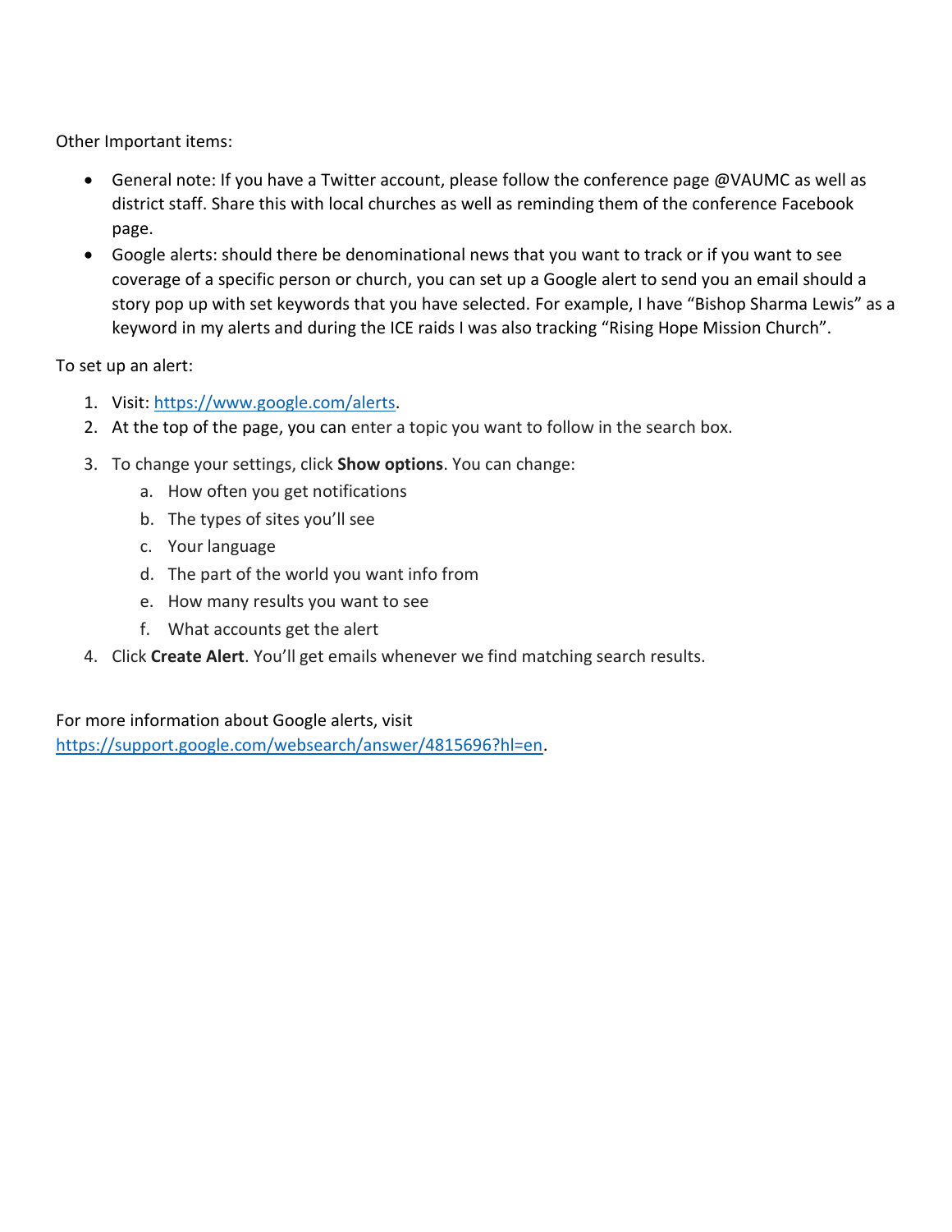Other Important items:

- General note: If you have a Twitter account, please follow the conference page @VAUMC as well as district staff. Share this with local churches as well as reminding them of the conference Facebook page.
- Google alerts: should there be denominational news that you want to track or if you want to see coverage of a specific person or church, you can set up a Google alert to send you an email should a story pop up with set keywords that you have selected. For example, I have "Bishop Sharma Lewis" as a keyword in my alerts and during the ICE raids I was also tracking "Rising Hope Mission Church".

To set up an alert:

1. Visit: https://www.google.com/alerts.
2. At the top of the page, you can enter a topic you want to follow in the search box.
3. To change your settings, click **Show options**. You can change:
   a. How often you get notifications
   b. The types of sites you'll see
   c. Your language
   d. The part of the world you want info from
   e. How many results you want to see
   f. What accounts get the alert
4. Click **Create Alert**. You'll get emails whenever we find matching search results.

For more information about Google alerts, visit https://support.google.com/websearch/answer/4815696?hl=en.